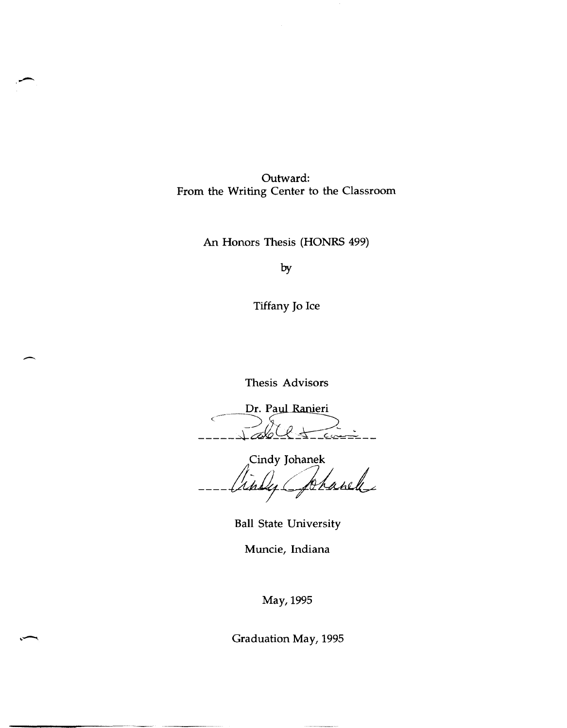# Outward: From the Writing Center to the Classroom

An Honors Thesis (HONRS 499)

by

Tiffany Jo Ice

Thesis Advisors

Dr. Paul Ranieri

Cindy Johanek

Ball State University

Muncie, Indiana

May, 1995

Graduation May, 1995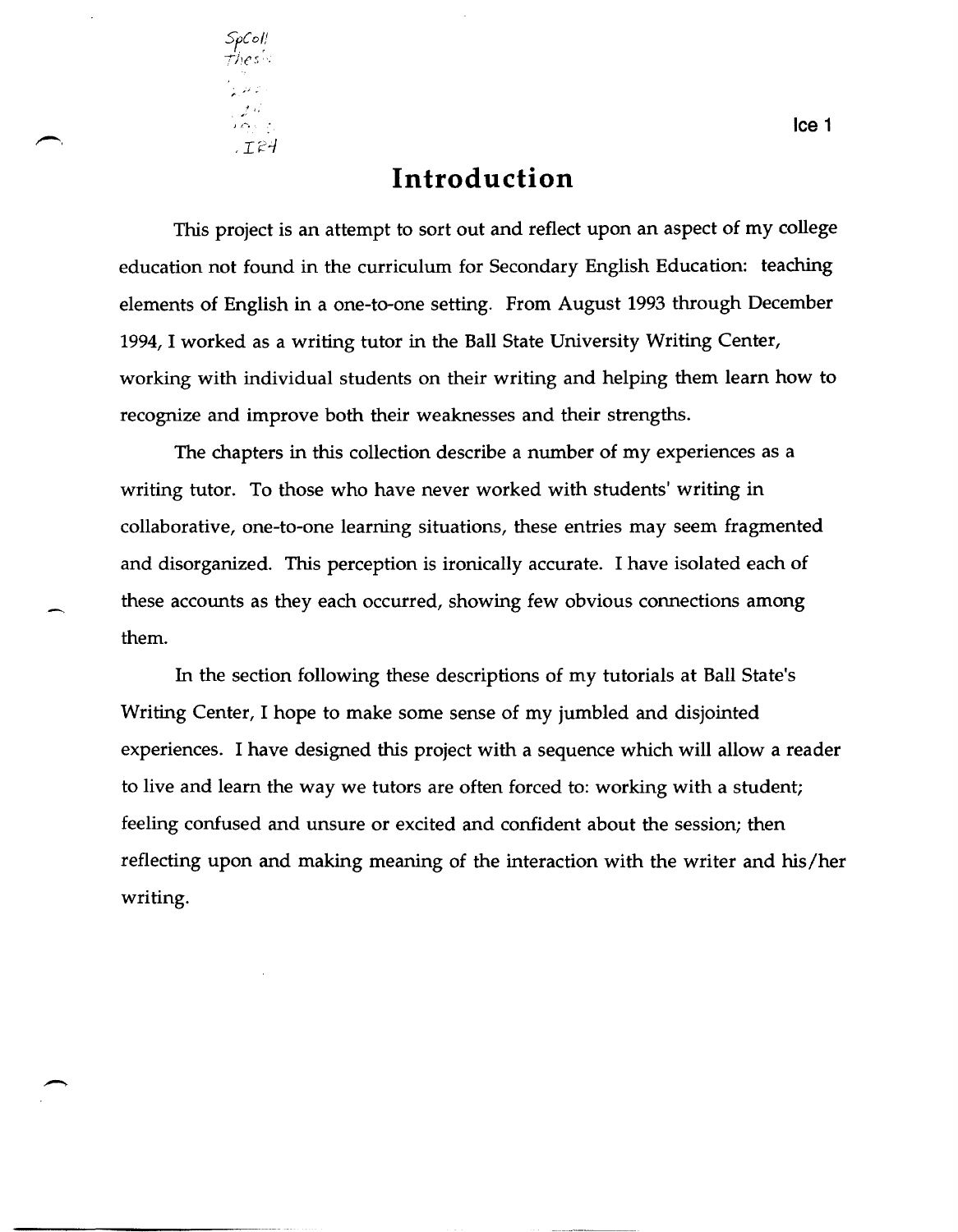# Introduction

This project is an attempt to sort out and reflect upon an aspect of my college education not found in the curriculum for Secondary English Education: teaching elements of English in a one-to-one setting. From August 1993 through December 1994, I worked as a writing tutor in the Ball State University Writing Center, working with individual students on their writing and helping them learn how to recognize and improve both their weaknesses and their strengths.

The chapters in this collection describe a number of my experiences as a writing tutor. To those who have never worked with students' writing in collaborative, one-to-one learning situations, these entries may seem fragmented and disorganized. This perception is ironically accurate. I have isolated each of these accounts as they each occurred, showing few obvious connections among them.

In the section following these descriptions of my tutorials at Ball State's Writing Center, I hope to make some sense of my jumbled and disjointed experiences. I have designed this project with a sequence which will allow a reader to live and learn the way we tutors are often forced to: working with a student; feeling confused and unsure or excited and confident about the session; then reflecting upon and making meaning of the interaction with the writer and his/her writing.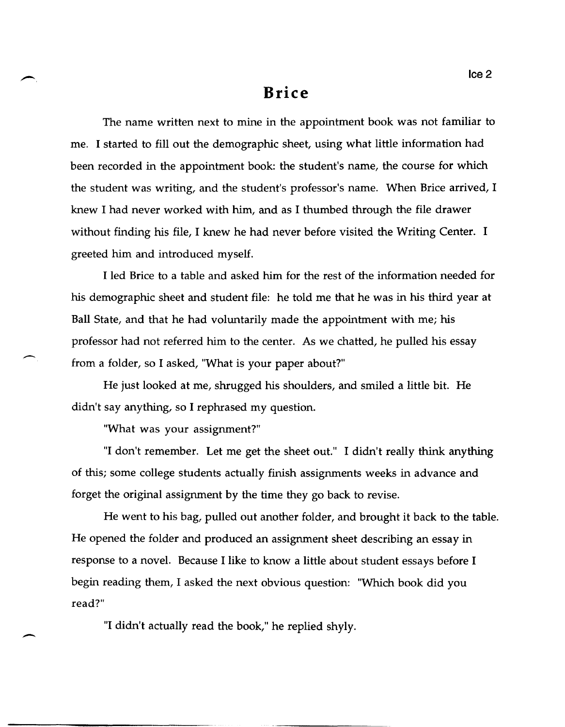# Brice

The name written next to mine in the appointment book was not familiar to me. I started to fill out the demographic sheet, using what little information had been recorded in the appointment book: the student's name, the course for which the student was writing, and the student's professor's name. When Brice arrived, I knew I had never worked with him, and as I thumbed through the file drawer without finding his file, I knew he had never before visited the Writing Center. I greeted him and introduced myself.

I led Brice to a table and asked him for the rest of the information needed for his demographic sheet and student file: he told me that he was in his third year at Ball State, and that he had voluntarily made the appointment with me; his professor had not referred him to the center. As we chatted, he pulled his essay from a folder, so I asked, "What is your paper about?"

He just looked at me, shrugged his shoulders, and smiled a little bit. He didn't say anything, so I rephrased my question.

"What was your assignment?"

"I don't remember. Let me get the sheet out." I didn't really think anything of this; some college students actually finish assignments weeks in advance and forget the original assignment by the time they go back to revise.

He went to his bag, pulled out another folder, and brought it back to the table. He opened the folder and produced an assignment sheet describing an essay in response to a novel. Because I like to know a little about student essays before I begin reading them, I asked the next obvious question: "Which book did you read?"

"I didn't actually read the book," he replied shyly.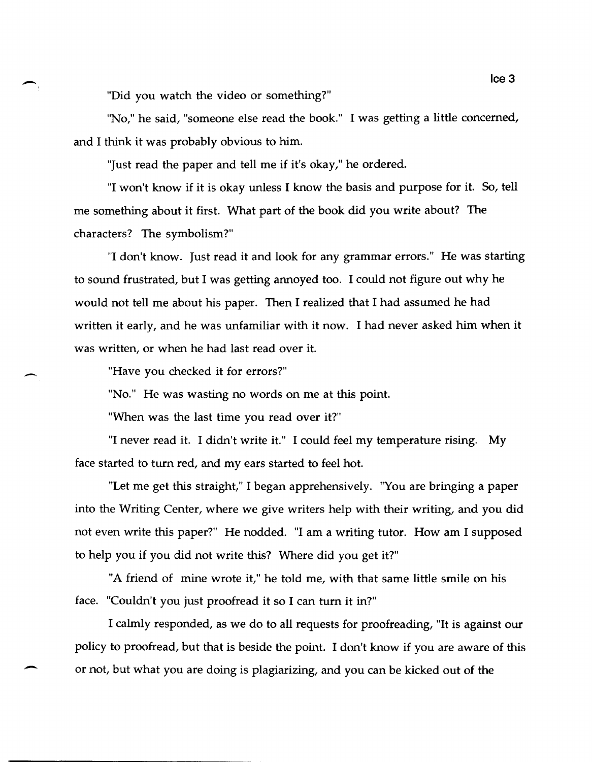"Did you watch the video or something?"

"No," he said, "someone else read the book." I was getting a little concerned, and I think it was probably obvious to him.

"Just read the paper and tell me if it's okay," he ordered.

"I won't know if it is okay unless I know the basis and purpose for it. So, tell me something about it first. What part of the book did you write about? The characters? The symbolism?"

"I don't know. Just read it and look for any grammar errors." He was starting to sound frustrated, but I was getting annoyed too. I could not figure out why he would not tell me about his paper. Then I realized that I had assumed he had written it early, and he was unfamiliar with it now. I had never asked him when it was written, or when he had last read over it.

"Have you checked it for errors?"

"No." He was wasting no words on me at this point.

"When was the last time you read over it?"

"I never read it. I didn't write it." I could feel my temperature rising. My face started to turn red, and my ears started to feel hot.

"Let me get this straight," I began apprehensively. "You are bringing a paper into the Writing Center, where we give writers help with their writing, and you did not even write this paper?" He nodded. "I am a writing tutor. How am I supposed to help you if you did not write this? Where did you get it?"

"A friend of mine wrote it," he told me, with that same little smile on his face. "Couldn't you just proofread it so I can turn it in?"

I calmly responded, as we do to all requests for proofreading, "It is against our policy to proofread, but that is beside the point. I don't know if you are aware of this or not, but what you are doing is plagiarizing, and you can be kicked out of the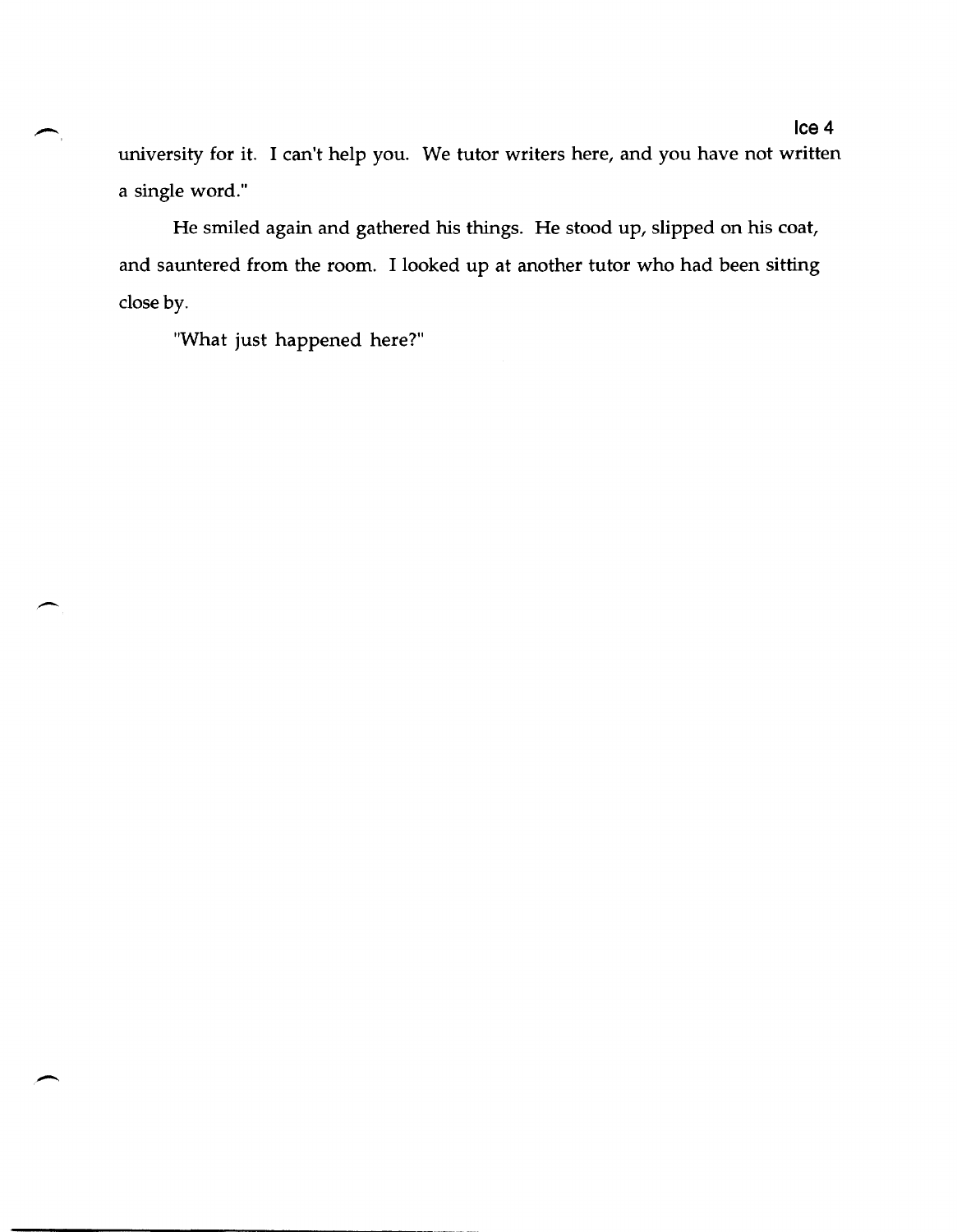university for it. I can't help you. We tutor writers here, and you have not written a single word."

He smiled again and gathered his things. He stood up, slipped on his coat, and sauntered from the room. I looked up at another tutor who had been sitting close by.

"What just happened here?"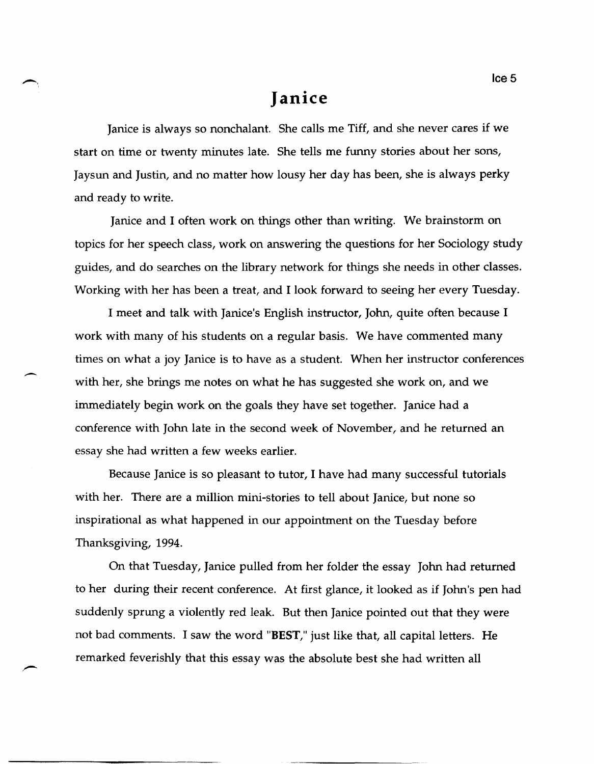# Janice

Janice is always so nonchalant. She calls me Tiff, and she never cares if we start on time or twenty minutes late. She tells me funny stories about her sons, Jaysun and Justin, and no matter how lousy her day has been, she is always perky and ready to write.

Janice and I often work on things other than writing. We brainstorm on topics for her speech class, work on answering the questions for her Sociology study guides, and do searches on the library network for things she needs in other classes. Working with her has been a treat, and I look forward to seeing her every Tuesday.

I meet and talk with Janice's English instructor, John, quite often because I work with many of his students on a regular basis. We have commented many times on what a joy Janice is to have as a student. When her instructor conferences with her, she brings me notes on what he has suggested she work on, and we immediately begin work on the goals they have set together. Janice had a conference with John late in the second week of November, and he returned an essay she had written a few weeks earlier.

Because Janice is so pleasant to tutor, I have had many successful tutorials with her. There are a million mini-stories to tell about Janice, but none so inspirational as what happened in our appointment on the Tuesday before Thanksgiving, 1994.

On that Tuesday, Janice pulled from her folder the essay John had returned to her during their recent conference. At first glance, it looked as if John's pen had suddenly sprung a violently red leak. But then Janice pointed out that they were not bad comments. I saw the word "**BEST**," just like that, all capital letters. He remarked feverishly that this essay was the absolute best she had written all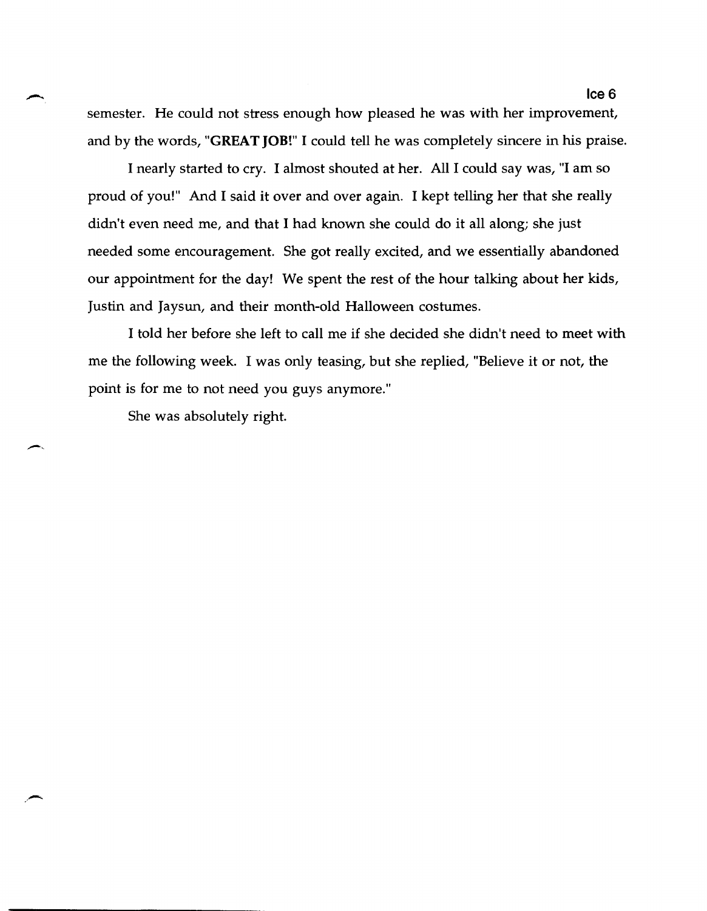semester. He could not stress enough how pleased he was with her improvement, and by the words, "**GREAT JOB!**" I could tell he was completely sincere in his praise.

I nearly started to cry. I almost shouted at her. All I could say was, "I am so proud of you!" And I said it over and over again. I kept telling her that she really didn't even need me, and that I had known she could do it all along; she just needed some encouragement. She got really excited, and we essentially abandoned our appointment for the day! We spent the rest of the hour talking about her kids, Justin and Jaysun, and their month-old Halloween costumes.

I told her before she left to call me if she decided she didn't need to meet with me the following week. I was only teasing, but she replied, "Believe it or not, the point is for me to not need you guys anymore."

She was absolutely right.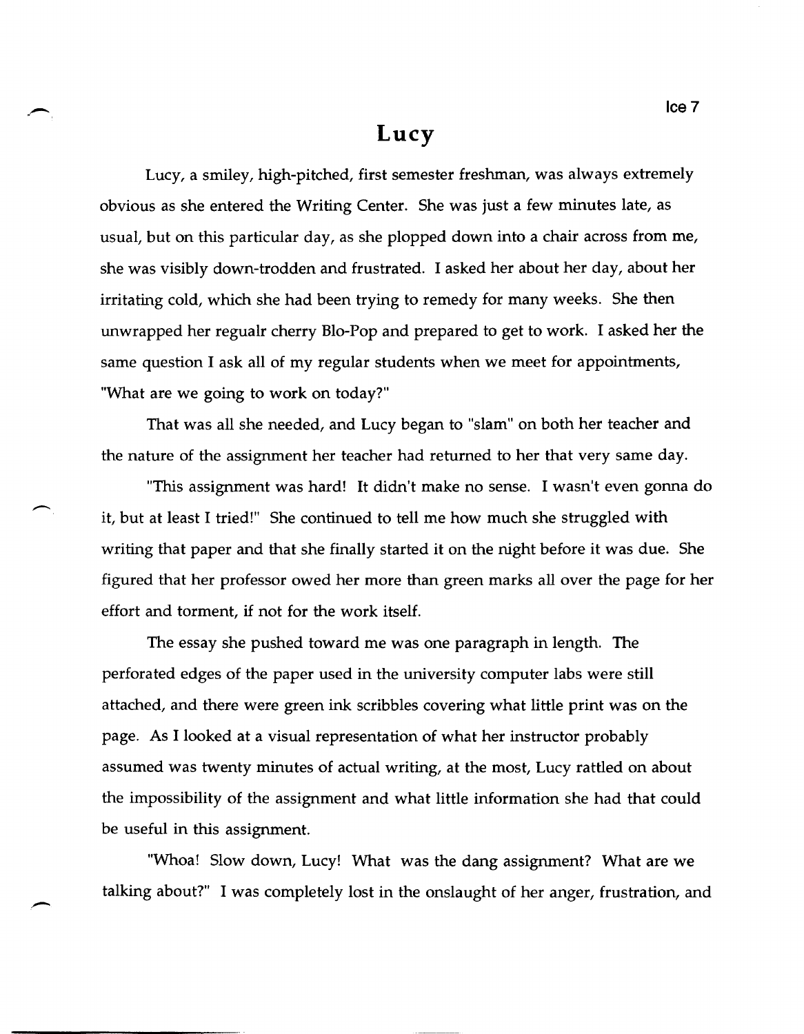# Lucy

Lucy, a smiley, high-pitched, first semester freshman, was always extremely obvious as she entered the Writing Center. She was just a few minutes late, as usual, but on this particular day, as she plopped down into a chair across from me, she was visibly down-trodden and frustrated. I asked her about her day, about her irritating cold, which she had been trying to remedy for many weeks. She then unwrapped her regualr cherry Blo-Pop and prepared to get to work. I asked her the same question I ask all of my regular students when we meet for appointments, "What are we going to work on today?"

That was all she needed, and Lucy began to "slam" on both her teacher and the nature of the assignment her teacher had returned to her that very same day.

"This assignment was hard! It didn't make no sense. I wasn't even gonna do it, but at least I tried!" She continued to tell me how much she struggled with writing that paper and that she finally started it on the night before it was due. She figured that her professor owed her more than green marks all over the page for her effort and torment, if not for the work itself.

The essay she pushed toward me was one paragraph in length. The perforated edges of the paper used in the university computer labs were still attached, and there were green ink scribbles covering what little print was on the page. As I looked at a visual representation of what her instructor probably assumed was twenty minutes of actual writing, at the most, Lucy rattled on about the impossibility of the assignment and what little information she had that could be useful in this assignment.

"Whoa! Slow down, Lucy! What was the dang assignment? What are we talking about?" I was completely lost in the onslaught of her anger, frustration, and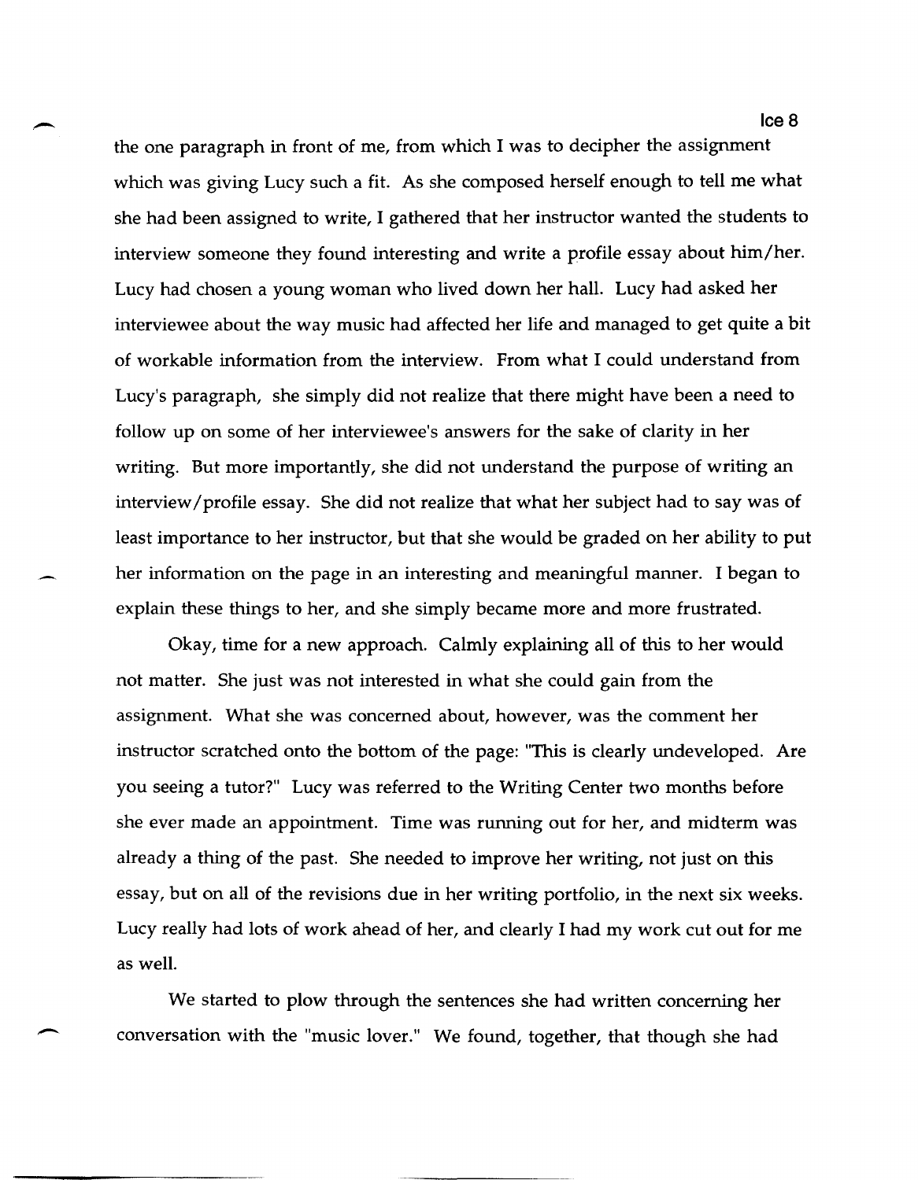the one paragraph in front of me, from which I was to decipher the assignment which was giving Lucy such a fit. As she composed herself enough to tell me what she had been assigned to write, I gathered that her instructor wanted the students to interview someone they found interesting and write a profile essay about him/her. Lucy had chosen a young woman who lived down her hall. Lucy had asked her interviewee about the way music had affected her life and managed to get quite a bit of workable information from the interview. From what I could understand from Lucy's paragraph, she simply did not realize that there might have been a need to follow up on some of her interviewee's answers for the sake of clarity in her writing. But more importantly, she did not understand the purpose of writing an interview/profile essay. She did not realize that what her subject had to say was of least importance to her instructor, but that she would be graded on her ability to put her information on the page in an interesting and meaningful manner. I began to explain these things to her, and she simply became more and more frustrated.

Okay, time for a new approach. Calmly explaining all of this to her would not matter. She just was not interested in what she could gain from the assignment. What she was concerned about, however, was the comment her instructor scratched onto the bottom of the page: "This is clearly undeveloped. Are you seeing a tutor?" Lucy was referred to the Writing Center two months before she ever made an appointment. Time was running out for her, and midterm was already a thing of the past. She needed to improve her writing, not just on this essay, but on all of the revisions due in her writing portfolio, in the next six weeks. Lucy really had lots of work ahead of her, and clearly I had my work cut out for me as well.

We started to plow through the sentences she had written concerning her conversation with the "music lover." We found, together, that though she had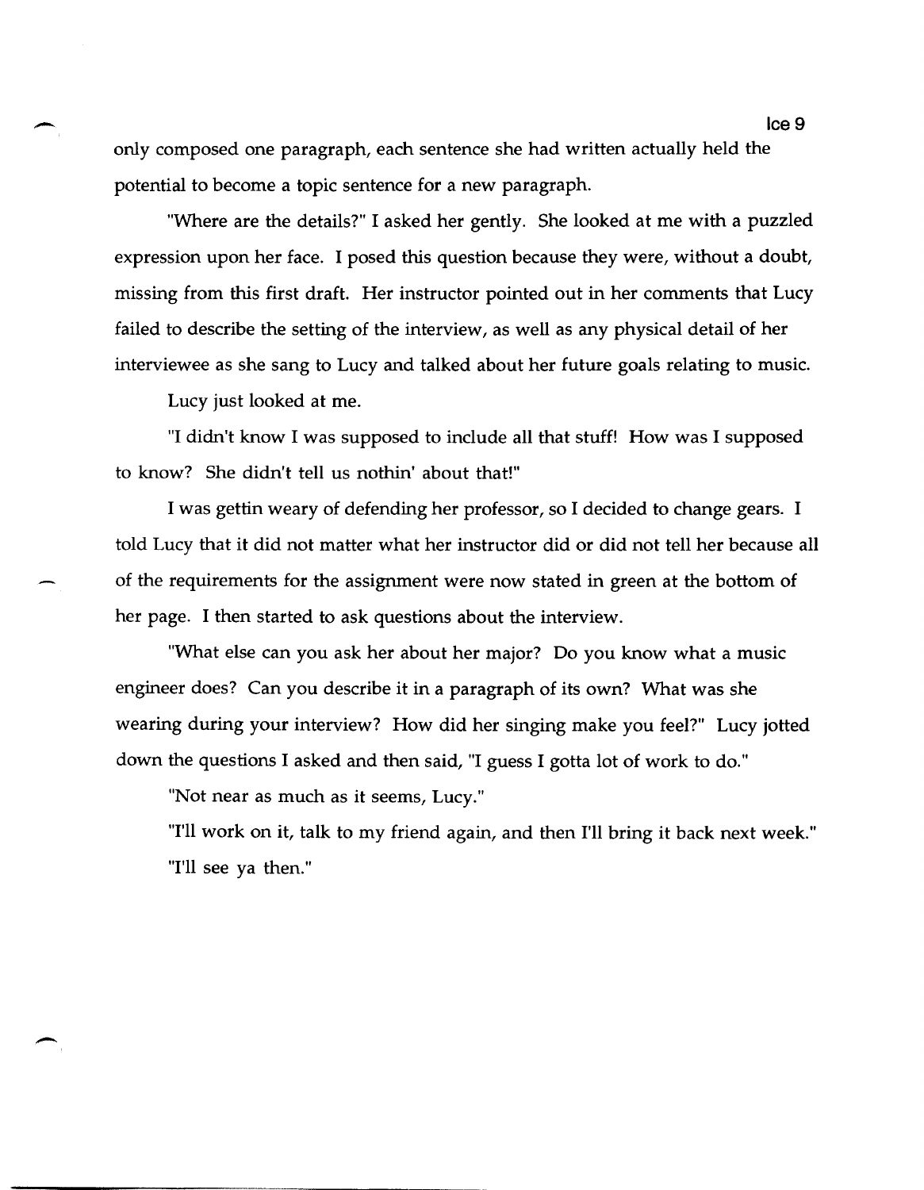only composed one paragraph, each sentence she had written actually held the potential to become a topic sentence for a new paragraph.

"Where are the details?" I asked her gently. She looked at me with a puzzled expression upon her face. I posed this question because they were, without a doubt, missing from this first draft. Her instructor pointed out in her comments that Lucy failed to describe the setting of the interview, as well as any physical detail of her interviewee as she sang to Lucy and talked about her future goals relating to music.

Lucy just looked at me.

"I didn't know I was supposed to include all that stuff! How was I supposed to know? She didn't tell us nothin' about that!"

I was gettin weary of defending her professor, so I decided to change gears. I told Lucy that it did not matter what her instructor did or did not tell her because all of the requirements for the assignment were now stated in green at the bottom of her page. I then started to ask questions about the interview.

"What else can you ask her about her major? Do you know what a music engineer does? Can you describe it in a paragraph of its own? What was she wearing during your interview? How did her singing make you feel?" Lucy jotted down the questions I asked and then said, "I guess I gotta lot of work to do."

"Not near as much as it seems, Lucy."

"I'll work on it, talk to my friend again, and then I'll bring it back next week."

"I'll see ya then."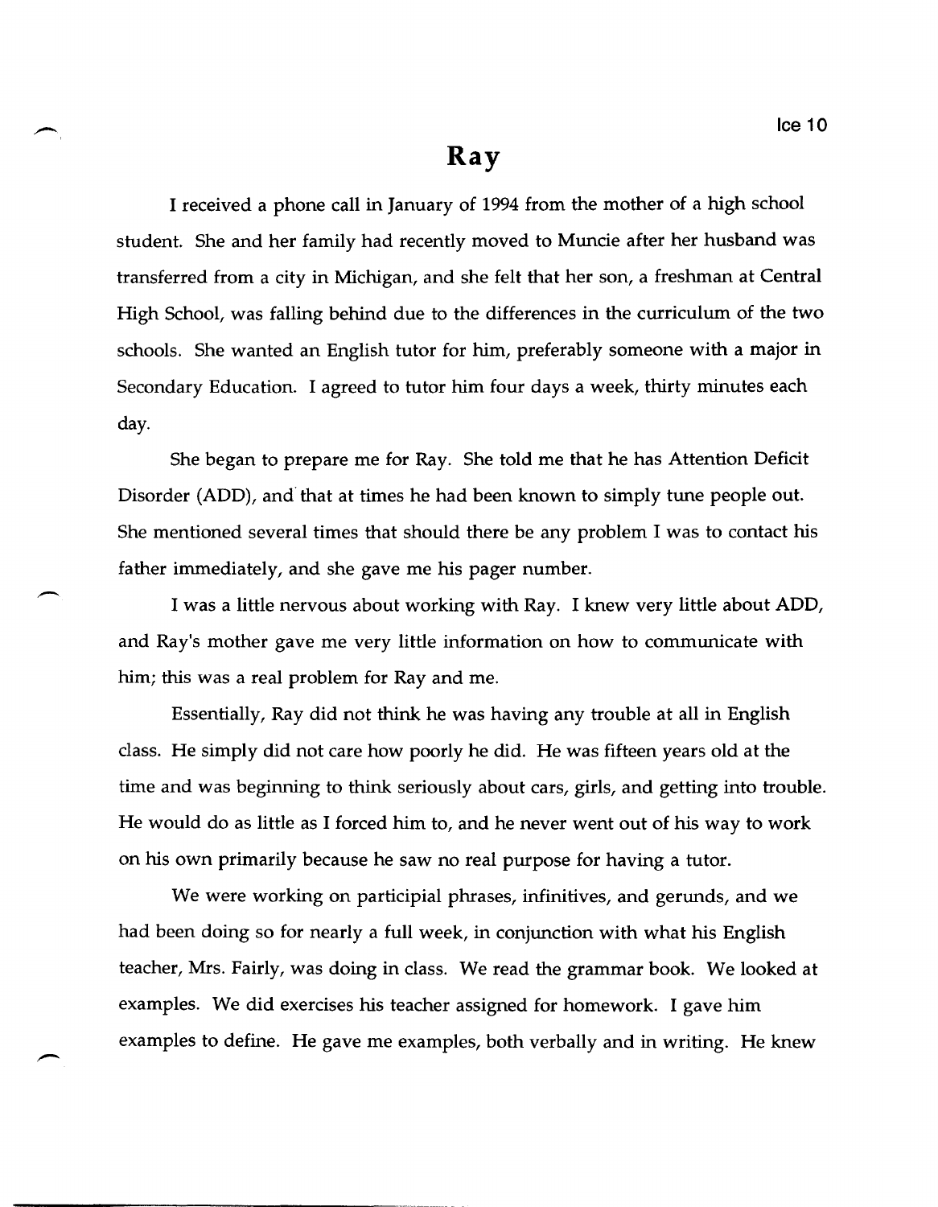# Ray

I received a phone call in January of 1994 from the mother of a high school student. She and her family had recently moved to Muncie after her husband was transferred from a city in Michigan, and she felt that her son, a freshman at Central High School, was falling behind due to the differences in the curriculum of the two schools. She wanted an English tutor for him, preferably someone with a major in Secondary Education. I agreed to tutor him four days a week, thirty minutes each day.

She began to prepare me for Ray. She told me that he has Attention Deficit Disorder (ADD), and that at times he had been known to simply tune people out. She mentioned several times that should there be any problem I was to contact his father immediately, and she gave me his pager number.

I was a little nervous about working with Ray. I knew very little about ADD, and Ray's mother gave me very little information on how to communicate with him; this was a real problem for Ray and me.

Essentially, Ray did not think he was having any trouble at all in English class. He simply did not care how poorly he did. He was fifteen years old at the time and was beginning to think seriously about cars, girls, and getting into trouble. He would do as little as I forced him to, and he never went out of his way to work on his own primarily because he saw no real purpose for having a tutor.

We were working on participial phrases, infinitives, and gerunds, and we had been doing so for nearly a full week, in conjunction with what his English teacher, Mrs. Fairly, was doing in class. We read the grammar book. We looked at examples. We did exercises his teacher assigned for homework. I gave him examples to define. He gave me examples, both verbally and in writing. He knew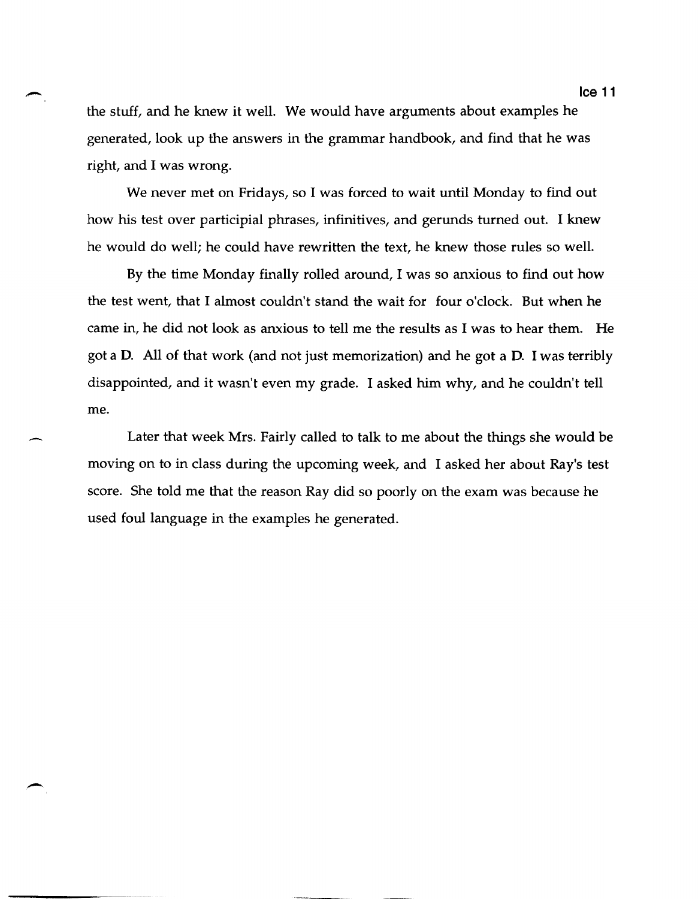the stuff, and he knew it well. We would have arguments about examples he generated, look up the answers in the grammar handbook, and find that he was right, and I was wrong.

We never met on Fridays, so I was forced to wait until Monday to find out how his test over participial phrases, infinitives, and gerunds turned out. I knew he would do well; he could have rewritten the text, he knew those rules so well.

By the time Monday finally rolled around, I was so anxious to find out how the test went, that I almost couldn't stand the wait for four o'clock. But when he came in, he did not look as anxious to tell me the results as I was to hear them. He got a D. All of that work (and not just memorization) and he got a D. I was terribly disappointed, and it wasn't even my grade. I asked him why, and he couldn't tell me.

Later that week Mrs. Fairly called to talk to me about the things she would be moving on to in class during the upcoming week, and I asked her about Ray's test score. She told me that the reason Ray did so poorly on the exam was because he used foul language in the examples he generated.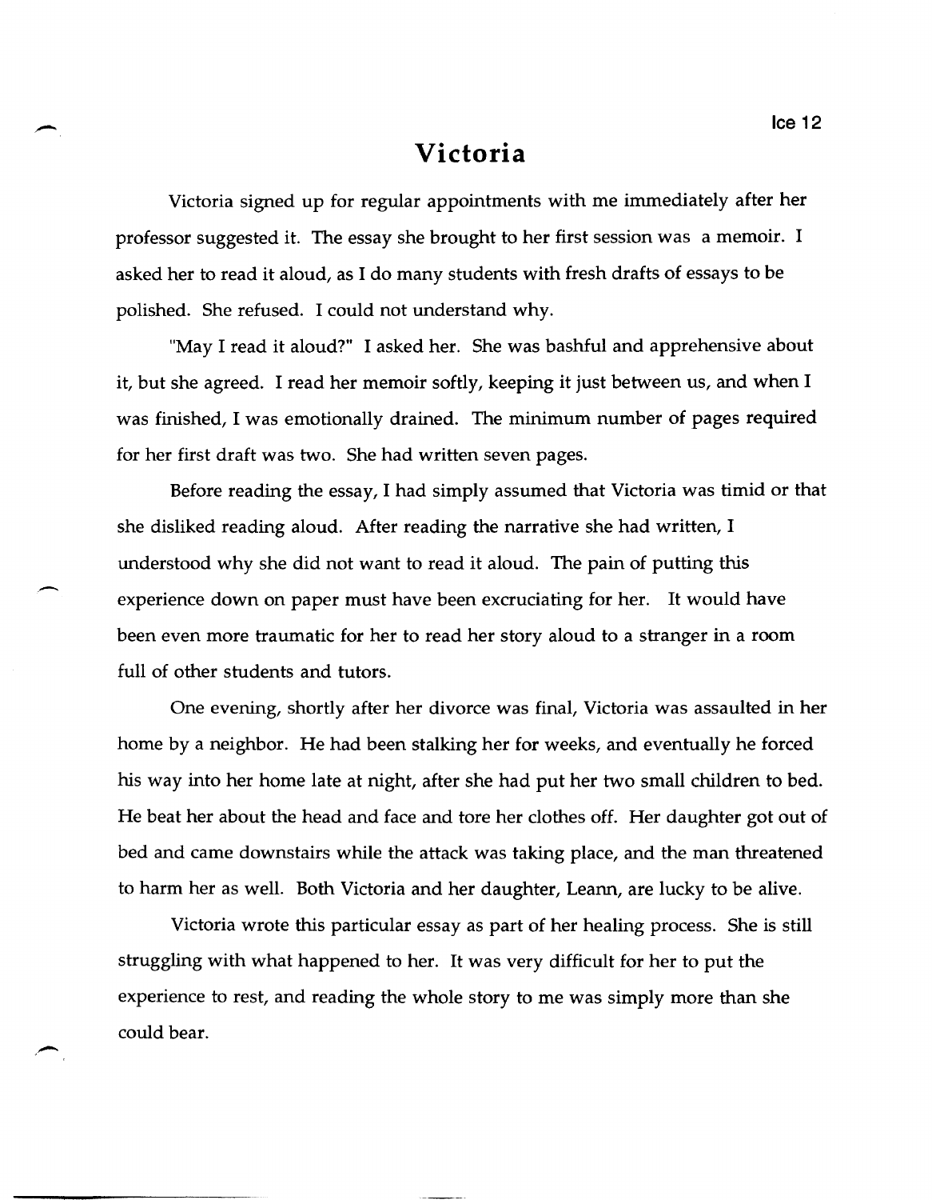# Victoria

Victoria signed up for regular appointments with me immediately after her professor suggested it. The essay she brought to her first session was a memoir. I asked her to read it aloud, as I do many students with fresh drafts of essays to be polished. She refused. I could not understand why.

"May I read it aloud?" I asked her. She was bashful and apprehensive about it, but she agreed. I read her memoir softly, keeping it just between us, and when I was finished, I was emotionally drained. The minimum number of pages required for her first draft was two. She had written seven pages.

Before reading the essay, I had simply assumed that Victoria was timid or that she disliked reading aloud. After reading the narrative she had written, I understood why she did not want to read it aloud. The pain of putting this experience down on paper must have been excruciating for her. It would have been even more traumatic for her to read her story aloud to a stranger in a room full of other students and tutors.

One evening, shortly after her divorce was final, Victoria was assaulted in her home by a neighbor. He had been stalking her for weeks, and eventually he forced his way into her home late at night, after she had put her two small children to bed. He beat her about the head and face and tore her clothes off. Her daughter got out of bed and came downstairs while the attack was taking place, and the man threatened to harm her as well. Both Victoria and her daughter, Leann, are lucky to be alive.

Victoria wrote this particular essay as part of her healing process. She is still struggling with what happened to her. It was very difficult for her to put the experience to rest, and reading the whole story to me was simply more than she could bear.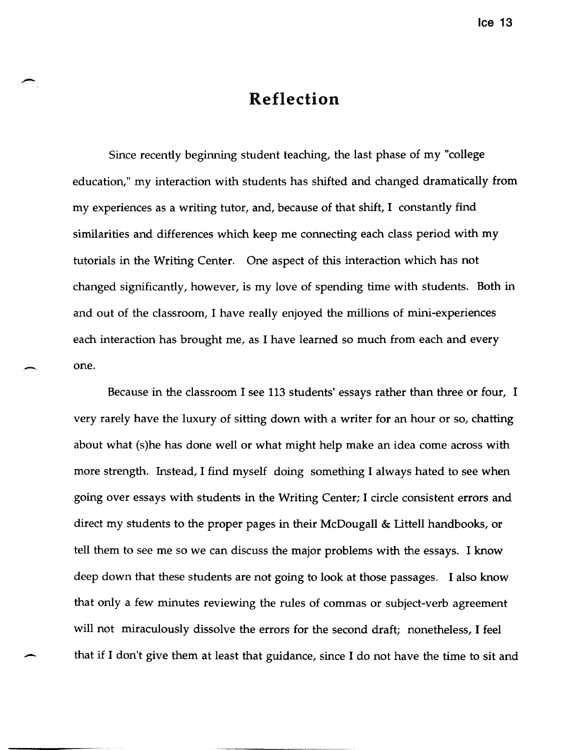# Reflection

Since recently beginning student teaching, the last phase of my "college education," my interaction with students has shifted and changed dramatically from my experiences as a writing tutor, and, because of that shift, I constantly find similarities and differences which keep me connecting each class period with my tutorials in the Writing Center. One aspect of this interaction which has not changed significantly, however, is my love of spending time with students. Both in and out of the classroom, I have really enjoyed the millions of mini-experiences each interaction has brought me, as I have learned so much from each and every one.

Because in the classroom I see 113 students' essays rather than three or four, I very rarely have the luxury of sitting down with a writer for an hour or so, chatting about what (s)he has done well or what might help make an idea come across with more strength. Instead, I find myself doing something I always hated to see when going over essays with students in the Writing Center; I circle consistent errors and direct my students to the proper pages in their McDougall & Littell handbooks, or tell them to see me so we can discuss the major problems with the essays. I know deep down that these students are not going to look at those passages. I also know that only a few minutes reviewing the rules of commas or subject-verb agreement will not miraculously dissolve the errors for the second draft; nonetheless, I feel that if I don't give them at least that guidance, since I do not have the time to sit and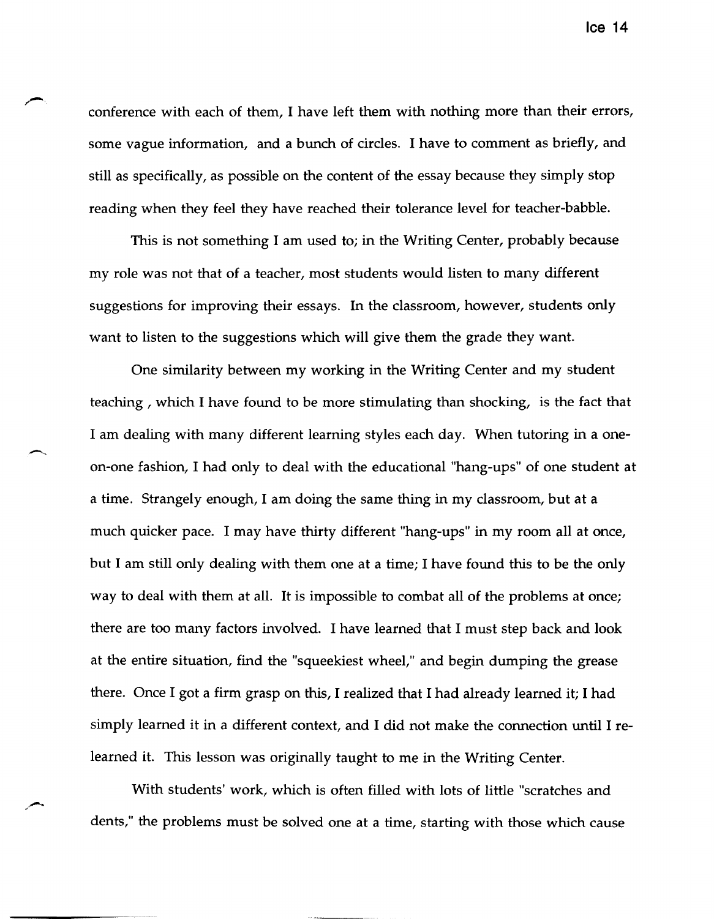conference with each of them, I have left them with nothing more than their errors, some vague information, and a bunch of circles. I have to comment as briefly, and still as specifically, as possible on the content of the essay because they simply stop reading when they feel they have reached their tolerance level for teacher-babble.

This is not something I am used to; in the Writing Center, probably because my role was not that of a teacher, most students would listen to many different suggestions for improving their essays. In the classroom, however, students only want to listen to the suggestions which will give them the grade they want.

One similarity between my working in the Writing Center and my student teaching , which I have found to be more stimulating than shocking, is the fact that I am dealing with many different learning styles each day. When tutoring in a one-on-one fashion, I had only to deal with the educational "hang-ups" of one student at a time. Strangely enough, I am doing the same thing in my classroom, but at a much quicker pace. I may have thirty different "hang-ups" in my room all at once, but I am still only dealing with them one at a time; I have found this to be the only way to deal with them at all. It is impossible to combat all of the problems at once; there are too many factors involved. I have learned that I must step back and look at the entire situation, find the "squeekiest wheel," and begin dumping the grease there. Once I got a firm grasp on this, I realized that I had already learned it; I had simply learned it in a different context, and I did not make the connection until I re-learned it. This lesson was originally taught to me in the Writing Center.

With students' work, which is often filled with lots of little "scratches and dents," the problems must be solved one at a time, starting with those which cause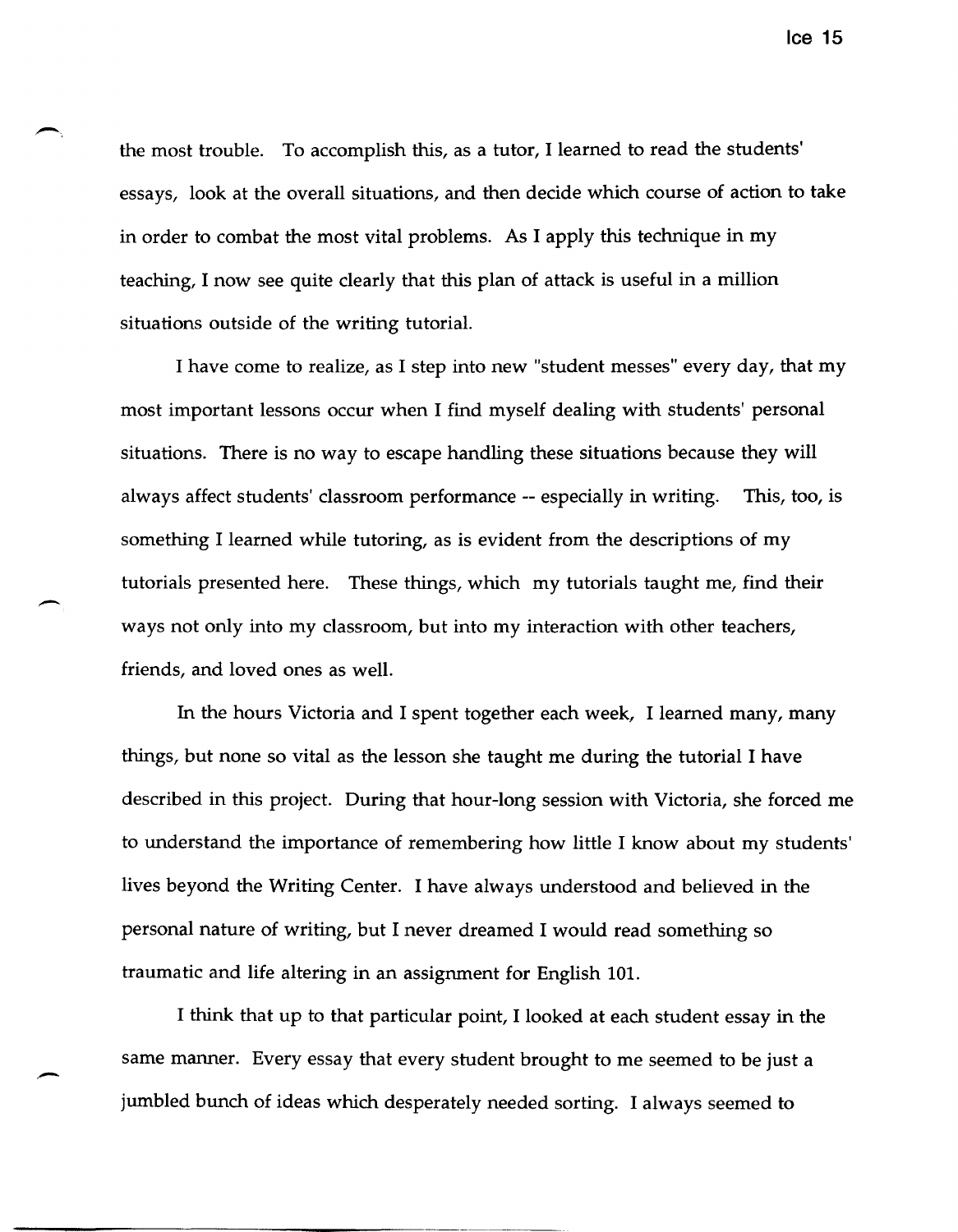the most trouble. To accomplish this, as a tutor, I learned to read the students' essays, look at the overall situations, and then decide which course of action to take in order to combat the most vital problems. As I apply this technique in my teaching, I now see quite clearly that this plan of attack is useful in a million situations outside of the writing tutorial.

I have come to realize, as I step into new "student messes" every day, that my most important lessons occur when I find myself dealing with students' personal situations. There is no way to escape handling these situations because they will always affect students' classroom performance -- especially in writing. This, too, is something I learned while tutoring, as is evident from the descriptions of my tutorials presented here. These things, which my tutorials taught me, find their ways not only into my classroom, but into my interaction with other teachers, friends, and loved ones as well.

In the hours Victoria and I spent together each week, I learned many, many things, but none so vital as the lesson she taught me during the tutorial I have described in this project. During that hour-long session with Victoria, she forced me to understand the importance of remembering how little I know about my students' lives beyond the Writing Center. I have always understood and believed in the personal nature of writing, but I never dreamed I would read something so traumatic and life altering in an assignment for English 101.

I think that up to that particular point, I looked at each student essay in the same manner. Every essay that every student brought to me seemed to be just a jumbled bunch of ideas which desperately needed sorting. I always seemed to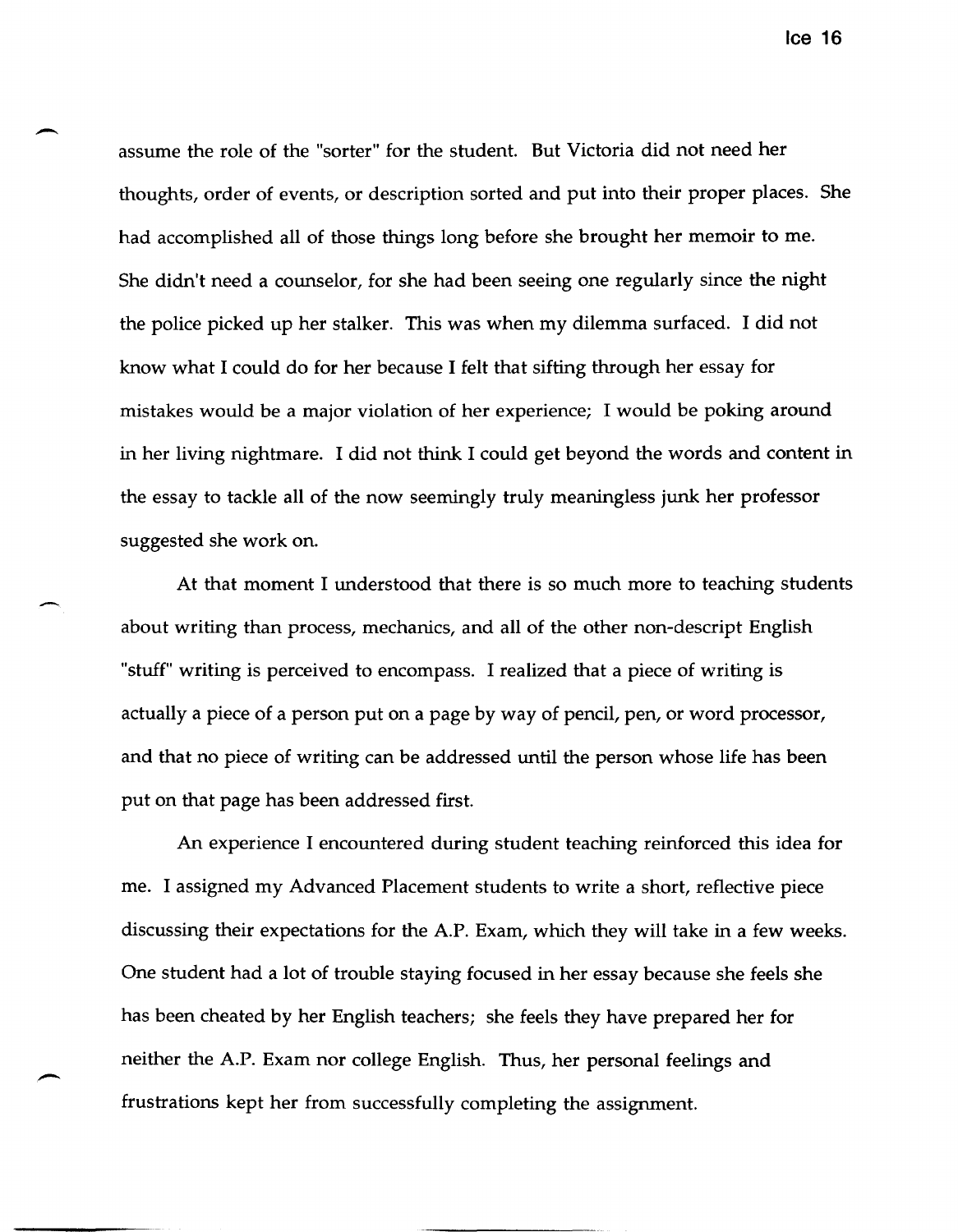assume the role of the "sorter" for the student. But Victoria did not need her thoughts, order of events, or description sorted and put into their proper places. She had accomplished all of those things long before she brought her memoir to me. She didn't need a counselor, for she had been seeing one regularly since the night the police picked up her stalker. This was when my dilemma surfaced. I did not know what I could do for her because I felt that sifting through her essay for mistakes would be a major violation of her experience; I would be poking around in her living nightmare. I did not think I could get beyond the words and content in the essay to tackle all of the now seemingly truly meaningless junk her professor suggested she work on.

At that moment I understood that there is so much more to teaching students about writing than process, mechanics, and all of the other non-descript English "stuff" writing is perceived to encompass. I realized that a piece of writing is actually a piece of a person put on a page by way of pencil, pen, or word processor, and that no piece of writing can be addressed until the person whose life has been put on that page has been addressed first.

An experience I encountered during student teaching reinforced this idea for me. I assigned my Advanced Placement students to write a short, reflective piece discussing their expectations for the A.P. Exam, which they will take in a few weeks. One student had a lot of trouble staying focused in her essay because she feels she has been cheated by her English teachers; she feels they have prepared her for neither the A.P. Exam nor college English. Thus, her personal feelings and frustrations kept her from successfully completing the assignment.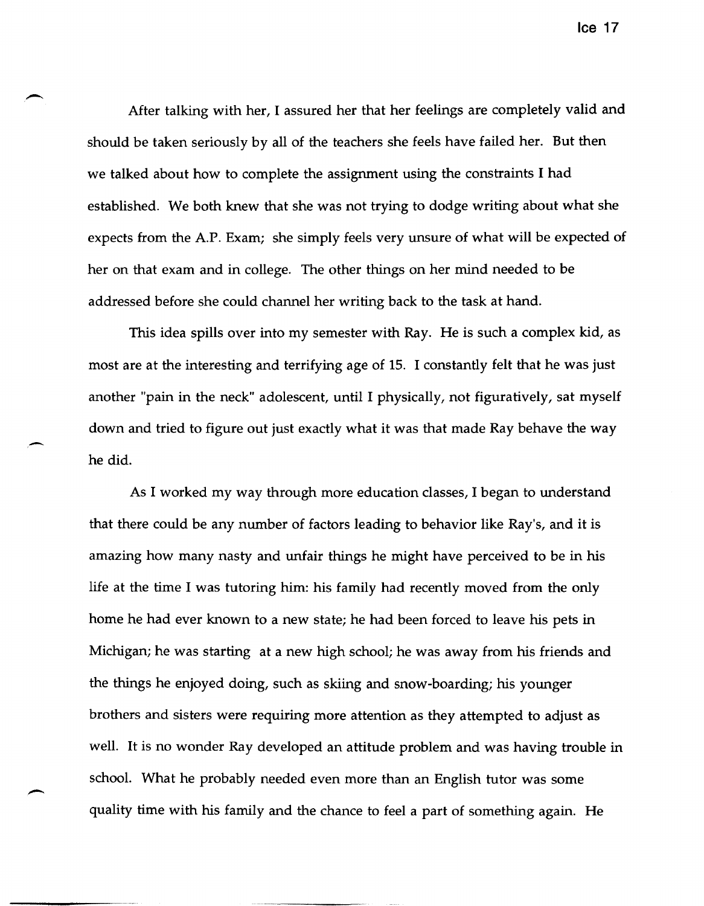After talking with her, I assured her that her feelings are completely valid and should be taken seriously by all of the teachers she feels have failed her. But then we talked about how to complete the assignment using the constraints I had established. We both knew that she was not trying to dodge writing about what she expects from the A.P. Exam; she simply feels very unsure of what will be expected of her on that exam and in college. The other things on her mind needed to be addressed before she could channel her writing back to the task at hand.

This idea spills over into my semester with Ray. He is such a complex kid, as most are at the interesting and terrifying age of 15. I constantly felt that he was just another "pain in the neck" adolescent, until I physically, not figuratively, sat myself down and tried to figure out just exactly what it was that made Ray behave the way he did.

As I worked my way through more education classes, I began to understand that there could be any number of factors leading to behavior like Ray's, and it is amazing how many nasty and unfair things he might have perceived to be in his life at the time I was tutoring him: his family had recently moved from the only home he had ever known to a new state; he had been forced to leave his pets in Michigan; he was starting at a new high school; he was away from his friends and the things he enjoyed doing, such as skiing and snow-boarding; his younger brothers and sisters were requiring more attention as they attempted to adjust as well. It is no wonder Ray developed an attitude problem and was having trouble in school. What he probably needed even more than an English tutor was some quality time with his family and the chance to feel a part of something again. He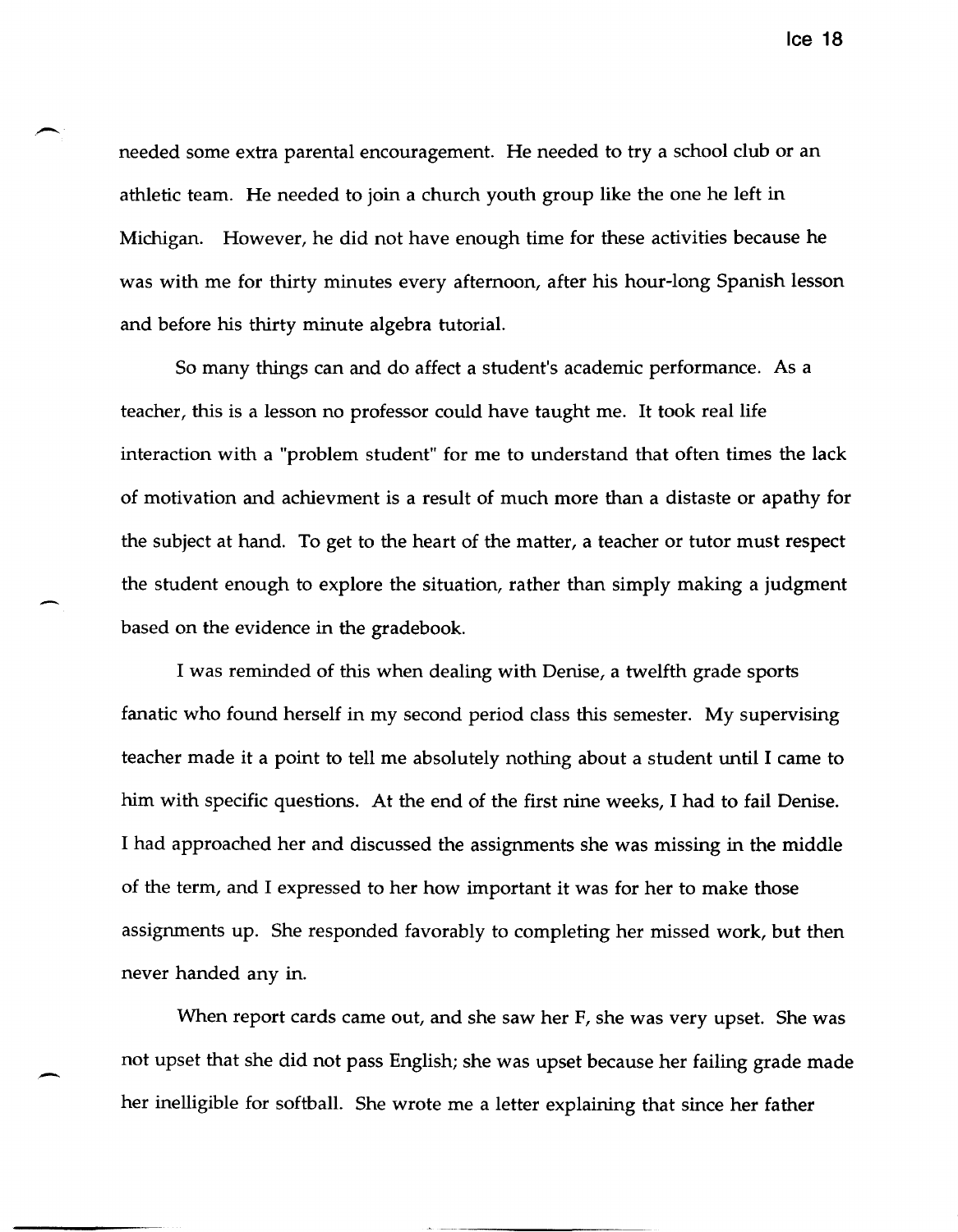needed some extra parental encouragement. He needed to try a school club or an athletic team. He needed to join a church youth group like the one he left in Michigan. However, he did not have enough time for these activities because he was with me for thirty minutes every afternoon, after his hour-long Spanish lesson and before his thirty minute algebra tutorial.

So many things can and do affect a student's academic performance. As a teacher, this is a lesson no professor could have taught me. It took real life interaction with a "problem student" for me to understand that often times the lack of motivation and achievment is a result of much more than a distaste or apathy for the subject at hand. To get to the heart of the matter, a teacher or tutor must respect the student enough to explore the situation, rather than simply making a judgment based on the evidence in the gradebook.

I was reminded of this when dealing with Denise, a twelfth grade sports fanatic who found herself in my second period class this semester. My supervising teacher made it a point to tell me absolutely nothing about a student until I came to him with specific questions. At the end of the first nine weeks, I had to fail Denise. I had approached her and discussed the assignments she was missing in the middle of the term, and I expressed to her how important it was for her to make those assignments up. She responded favorably to completing her missed work, but then never handed any in.

When report cards came out, and she saw her F, she was very upset. She was not upset that she did not pass English; she was upset because her failing grade made her inelligible for softball. She wrote me a letter explaining that since her father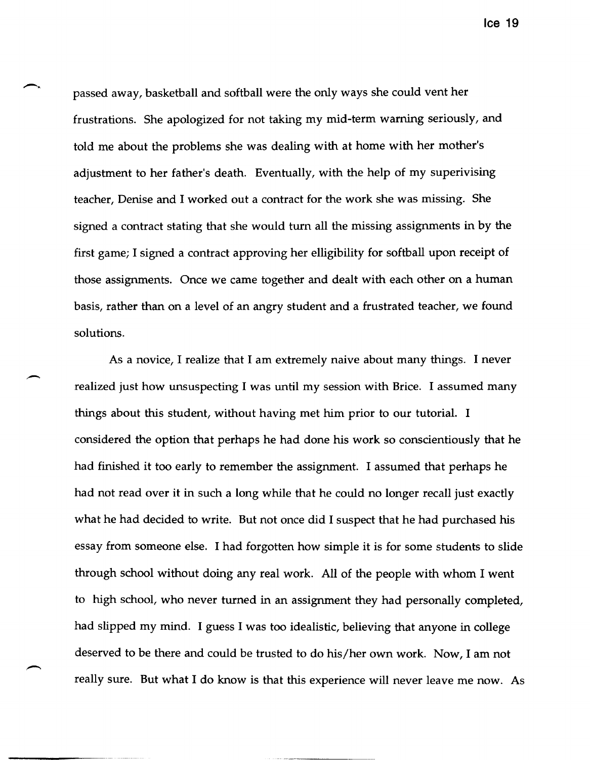passed away, basketball and softball were the only ways she could vent her frustrations. She apologized for not taking my mid-term warning seriously, and told me about the problems she was dealing with at home with her mother's adjustment to her father's death. Eventually, with the help of my superivising teacher, Denise and I worked out a contract for the work she was missing. She signed a contract stating that she would turn all the missing assignments in by the first game; I signed a contract approving her elligibility for softball upon receipt of those assignments. Once we came together and dealt with each other on a human basis, rather than on a level of an angry student and a frustrated teacher, we found solutions.

As a novice, I realize that I am extremely naive about many things. I never realized just how unsuspecting I was until my session with Brice. I assumed many things about this student, without having met him prior to our tutorial. I considered the option that perhaps he had done his work so conscientiously that he had finished it too early to remember the assignment. I assumed that perhaps he had not read over it in such a long while that he could no longer recall just exactly what he had decided to write. But not once did I suspect that he had purchased his essay from someone else. I had forgotten how simple it is for some students to slide through school without doing any real work. All of the people with whom I went to high school, who never turned in an assignment they had personally completed, had slipped my mind. I guess I was too idealistic, believing that anyone in college deserved to be there and could be trusted to do his/her own work. Now, I am not really sure. But what I do know is that this experience will never leave me now. As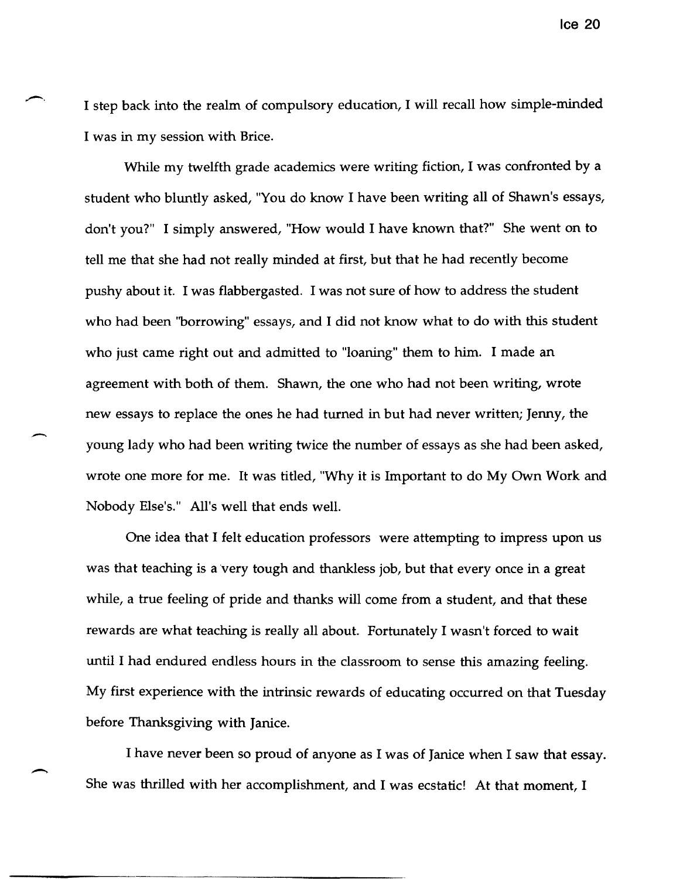I step back into the realm of compulsory education, I will recall how simple-minded I was in my session with Brice.

While my twelfth grade academics were writing fiction, I was confronted by a student who bluntly asked, "You do know I have been writing all of Shawn's essays, don't you?" I simply answered, "How would I have known that?" She went on to tell me that she had not really minded at first, but that he had recently become pushy about it. I was flabbergasted. I was not sure of how to address the student who had been "borrowing" essays, and I did not know what to do with this student who just came right out and admitted to "loaning" them to him. I made an agreement with both of them. Shawn, the one who had not been writing, wrote new essays to replace the ones he had turned in but had never written; Jenny, the young lady who had been writing twice the number of essays as she had been asked, wrote one more for me. It was titled, "Why it is Important to do My Own Work and Nobody Else's." All's well that ends well.

One idea that I felt education professors were attempting to impress upon us was that teaching is a very tough and thankless job, but that every once in a great while, a true feeling of pride and thanks will come from a student, and that these rewards are what teaching is really all about. Fortunately I wasn't forced to wait until I had endured endless hours in the classroom to sense this amazing feeling. My first experience with the intrinsic rewards of educating occurred on that Tuesday before Thanksgiving with Janice.

I have never been so proud of anyone as I was of Janice when I saw that essay. She was thrilled with her accomplishment, and I was ecstatic! At that moment, I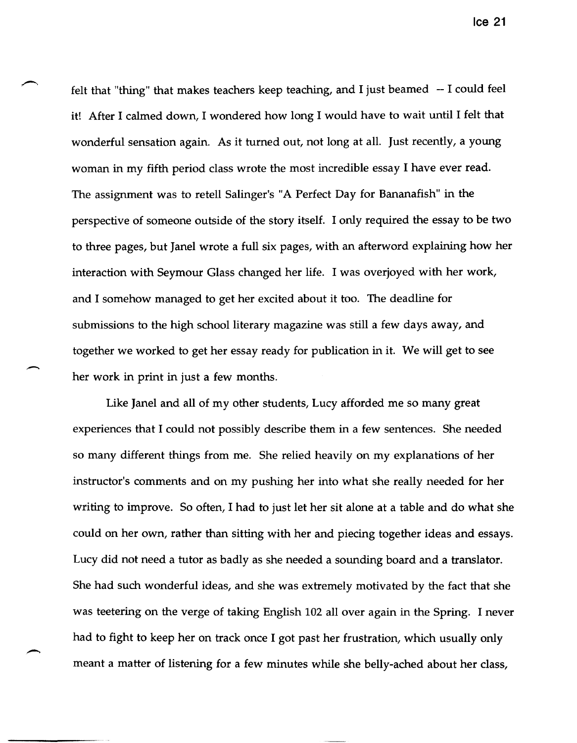felt that "thing" that makes teachers keep teaching, and I just beamed -- I could feel it! After I calmed down, I wondered how long I would have to wait until I felt that wonderful sensation again. As it turned out, not long at all. Just recently, a young woman in my fifth period class wrote the most incredible essay I have ever read. The assignment was to retell Salinger's "A Perfect Day for Bananafish" in the perspective of someone outside of the story itself. I only required the essay to be two to three pages, but Janel wrote a full six pages, with an afterword explaining how her interaction with Seymour Glass changed her life. I was overjoyed with her work, and I somehow managed to get her excited about it too. The deadline for submissions to the high school literary magazine was still a few days away, and together we worked to get her essay ready for publication in it. We will get to see her work in print in just a few months.

Like Janel and all of my other students, Lucy afforded me so many great experiences that I could not possibly describe them in a few sentences. She needed so many different things from me. She relied heavily on my explanations of her instructor's comments and on my pushing her into what she really needed for her writing to improve. So often, I had to just let her sit alone at a table and do what she could on her own, rather than sitting with her and piecing together ideas and essays. Lucy did not need a tutor as badly as she needed a sounding board and a translator. She had such wonderful ideas, and she was extremely motivated by the fact that she was teetering on the verge of taking English 102 all over again in the Spring. I never had to fight to keep her on track once I got past her frustration, which usually only meant a matter of listening for a few minutes while she belly-ached about her class,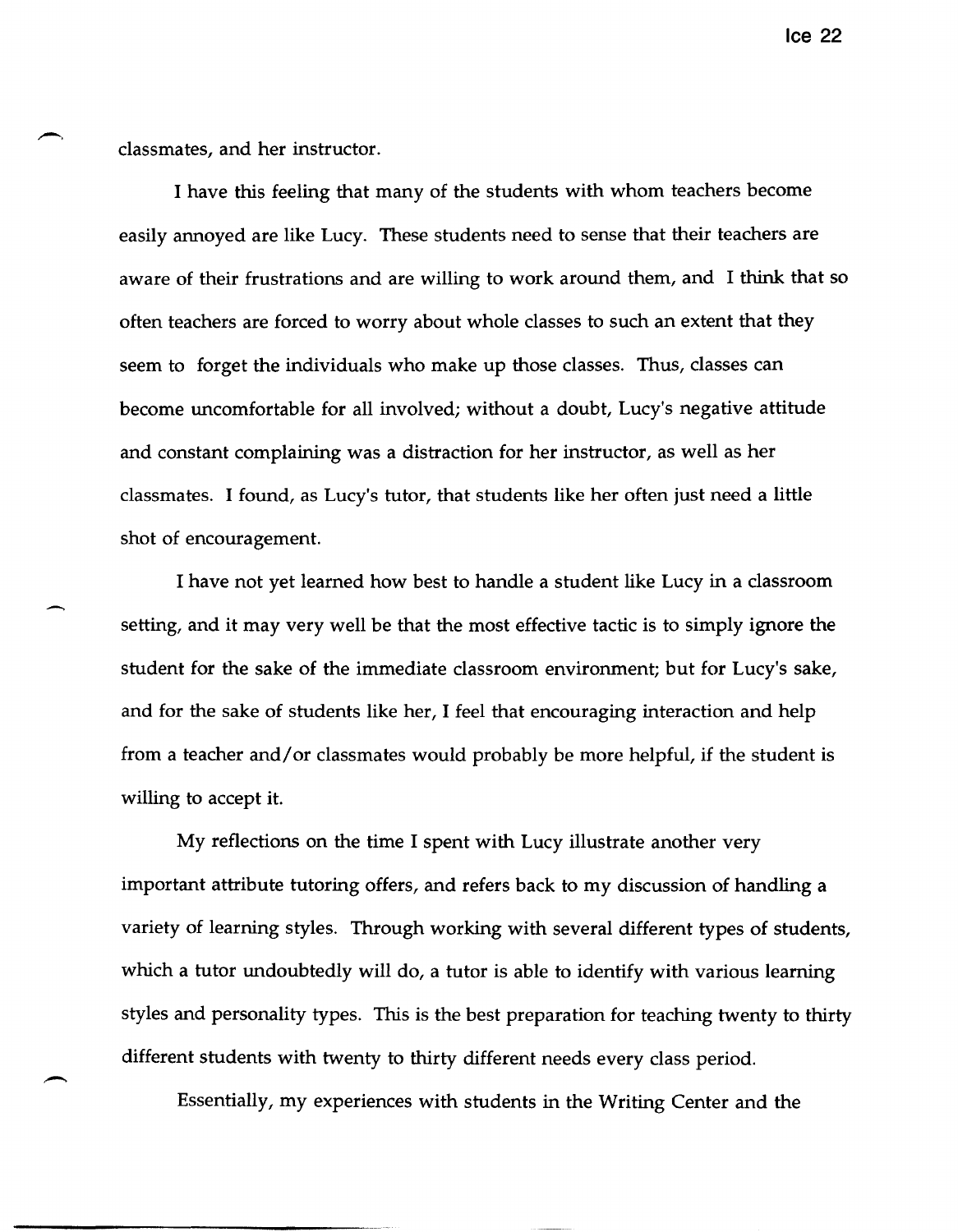classmates, and her instructor.

I have this feeling that many of the students with whom teachers become easily annoyed are like Lucy. These students need to sense that their teachers are aware of their frustrations and are willing to work around them, and I think that so often teachers are forced to worry about whole classes to such an extent that they seem to forget the individuals who make up those classes. Thus, classes can become uncomfortable for all involved; without a doubt, Lucy's negative attitude and constant complaining was a distraction for her instructor, as well as her classmates. I found, as Lucy's tutor, that students like her often just need a little shot of encouragement.

I have not yet learned how best to handle a student like Lucy in a classroom setting, and it may very well be that the most effective tactic is to simply ignore the student for the sake of the immediate classroom environment; but for Lucy's sake, and for the sake of students like her, I feel that encouraging interaction and help from a teacher and/or classmates would probably be more helpful, if the student is willing to accept it.

My reflections on the time I spent with Lucy illustrate another very important attribute tutoring offers, and refers back to my discussion of handling a variety of learning styles. Through working with several different types of students, which a tutor undoubtedly will do, a tutor is able to identify with various learning styles and personality types. This is the best preparation for teaching twenty to thirty different students with twenty to thirty different needs every class period.

Essentially, my experiences with students in the Writing Center and the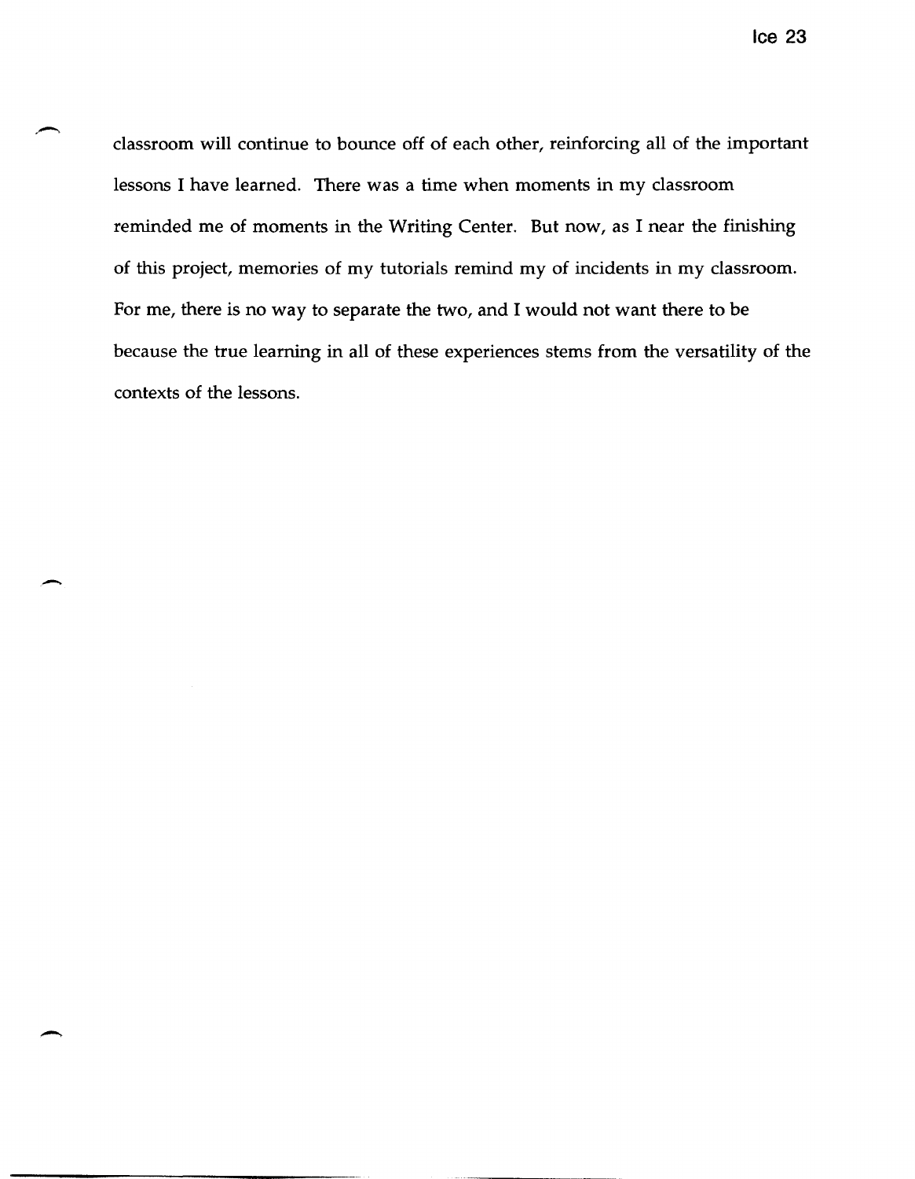classroom will continue to bounce off of each other, reinforcing all of the important lessons I have learned. There was a time when moments in my classroom reminded me of moments in the Writing Center. But now, as I near the finishing of this project, memories of my tutorials remind my of incidents in my classroom. For me, there is no way to separate the two, and I would not want there to be because the true learning in all of these experiences stems from the versatility of the contexts of the lessons.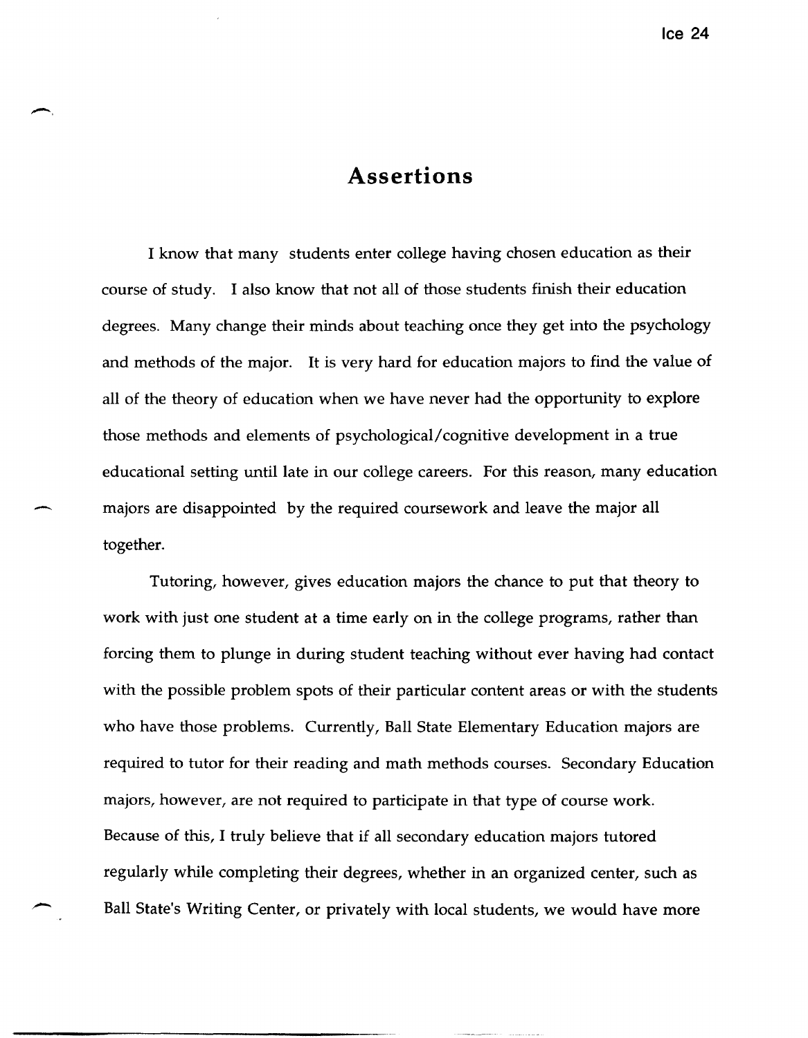# Assertions

I know that many students enter college having chosen education as their course of study. I also know that not all of those students finish their education degrees. Many change their minds about teaching once they get into the psychology and methods of the major. It is very hard for education majors to find the value of all of the theory of education when we have never had the opportunity to explore those methods and elements of psychological/cognitive development in a true educational setting until late in our college careers. For this reason, many education majors are disappointed by the required coursework and leave the major all together.

Tutoring, however, gives education majors the chance to put that theory to work with just one student at a time early on in the college programs, rather than forcing them to plunge in during student teaching without ever having had contact with the possible problem spots of their particular content areas or with the students who have those problems. Currently, Ball State Elementary Education majors are required to tutor for their reading and math methods courses. Secondary Education majors, however, are not required to participate in that type of course work. Because of this, I truly believe that if all secondary education majors tutored regularly while completing their degrees, whether in an organized center, such as Ball State's Writing Center, or privately with local students, we would have more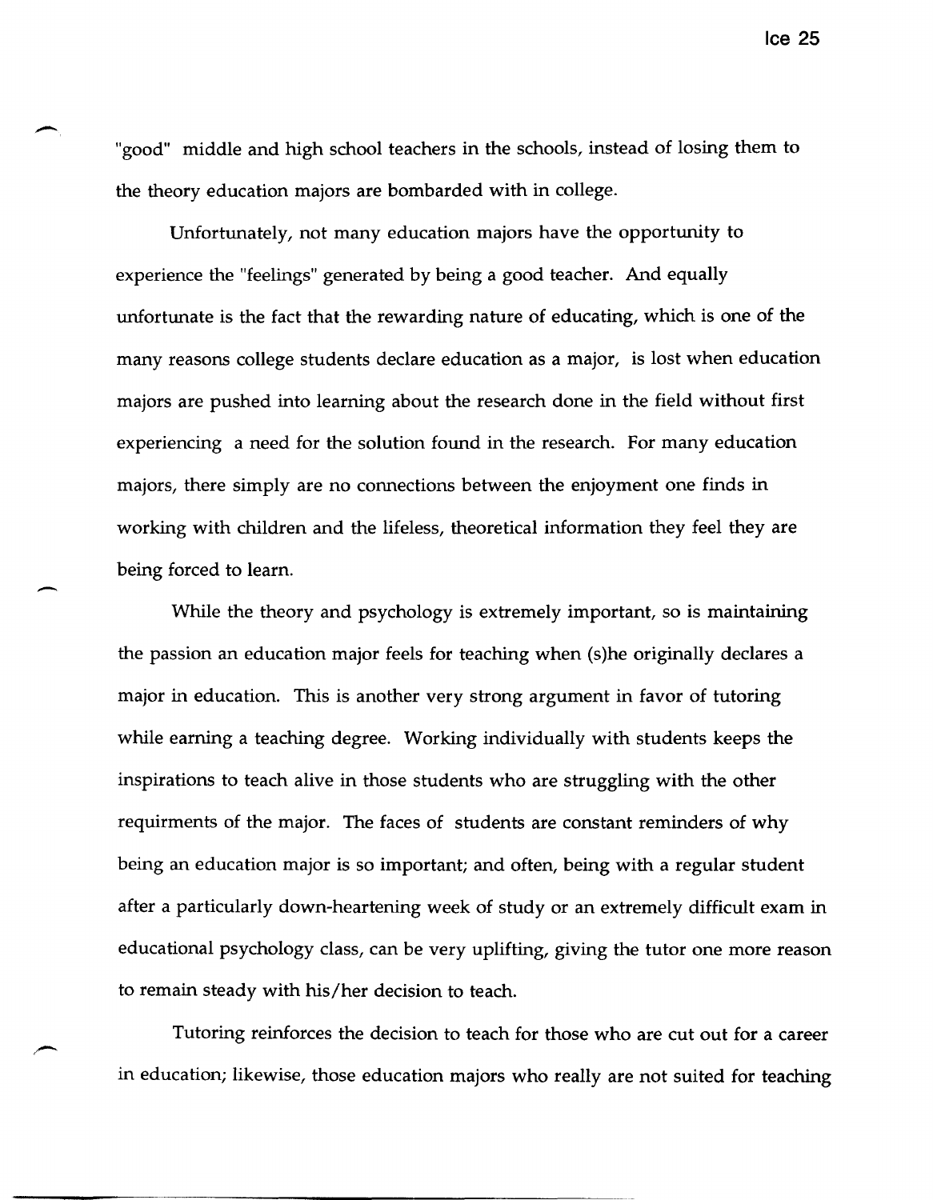"good" middle and high school teachers in the schools, instead of losing them to the theory education majors are bombarded with in college.

Unfortunately, not many education majors have the opportunity to experience the "feelings" generated by being a good teacher. And equally unfortunate is the fact that the rewarding nature of educating, which is one of the many reasons college students declare education as a major, is lost when education majors are pushed into learning about the research done in the field without first experiencing a need for the solution found in the research. For many education majors, there simply are no connections between the enjoyment one finds in working with children and the lifeless, theoretical information they feel they are being forced to learn.

While the theory and psychology is extremely important, so is maintaining the passion an education major feels for teaching when (s)he originally declares a major in education. This is another very strong argument in favor of tutoring while earning a teaching degree. Working individually with students keeps the inspirations to teach alive in those students who are struggling with the other requirments of the major. The faces of students are constant reminders of why being an education major is so important; and often, being with a regular student after a particularly down-heartening week of study or an extremely difficult exam in educational psychology class, can be very uplifting, giving the tutor one more reason to remain steady with his/her decision to teach.

Tutoring reinforces the decision to teach for those who are cut out for a career in education; likewise, those education majors who really are not suited for teaching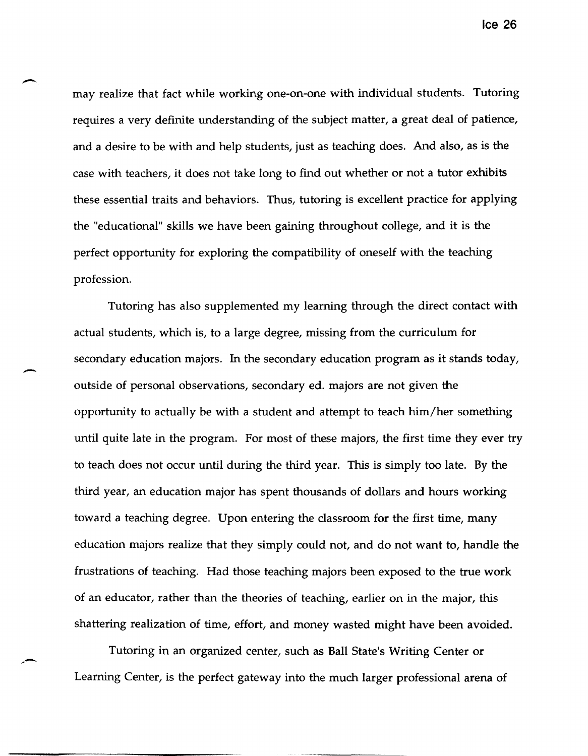may realize that fact while working one-on-one with individual students. Tutoring requires a very definite understanding of the subject matter, a great deal of patience, and a desire to be with and help students, just as teaching does. And also, as is the case with teachers, it does not take long to find out whether or not a tutor exhibits these essential traits and behaviors. Thus, tutoring is excellent practice for applying the "educational" skills we have been gaining throughout college, and it is the perfect opportunity for exploring the compatibility of oneself with the teaching profession.

Tutoring has also supplemented my learning through the direct contact with actual students, which is, to a large degree, missing from the curriculum for secondary education majors. In the secondary education program as it stands today, outside of personal observations, secondary ed. majors are not given the opportunity to actually be with a student and attempt to teach him/her something until quite late in the program. For most of these majors, the first time they ever try to teach does not occur until during the third year. This is simply too late. By the third year, an education major has spent thousands of dollars and hours working toward a teaching degree. Upon entering the classroom for the first time, many education majors realize that they simply could not, and do not want to, handle the frustrations of teaching. Had those teaching majors been exposed to the true work of an educator, rather than the theories of teaching, earlier on in the major, this shattering realization of time, effort, and money wasted might have been avoided.

Tutoring in an organized center, such as Ball State's Writing Center or Learning Center, is the perfect gateway into the much larger professional arena of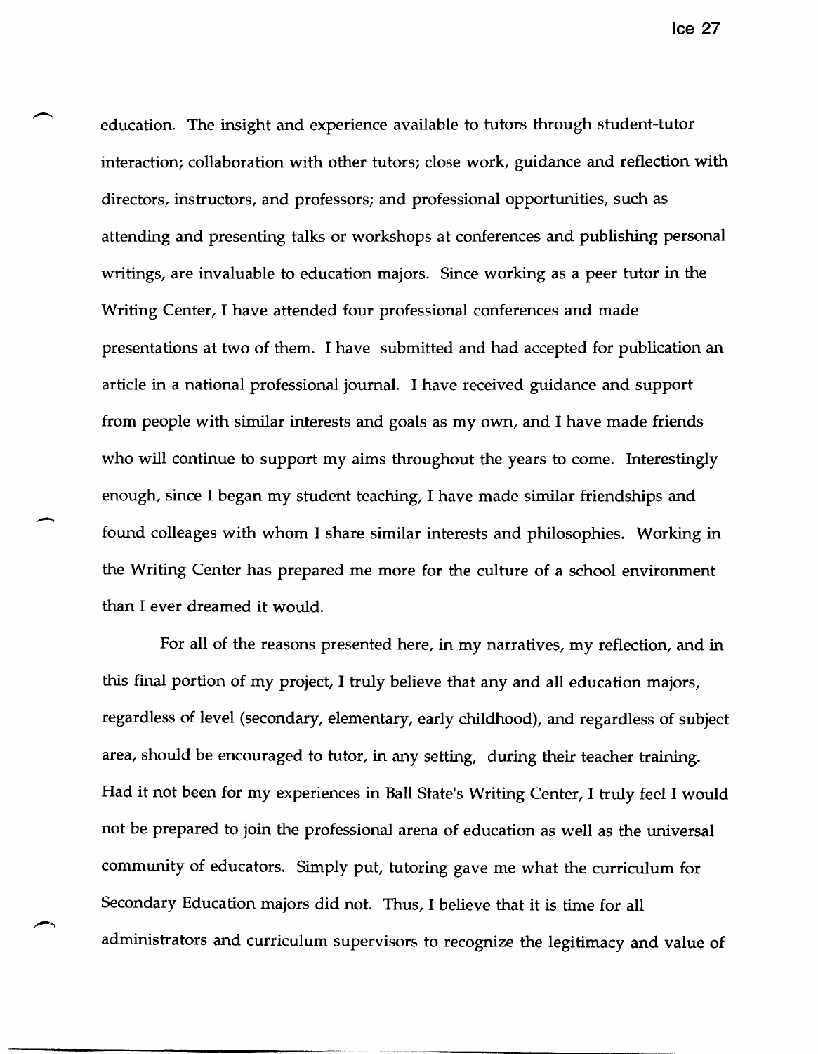education. The insight and experience available to tutors through student-tutor interaction; collaboration with other tutors; close work, guidance and reflection with directors, instructors, and professors; and professional opportunities, such as attending and presenting talks or workshops at conferences and publishing personal writings, are invaluable to education majors. Since working as a peer tutor in the Writing Center, I have attended four professional conferences and made presentations at two of them. I have submitted and had accepted for publication an article in a national professional journal. I have received guidance and support from people with similar interests and goals as my own, and I have made friends who will continue to support my aims throughout the years to come. Interestingly enough, since I began my student teaching, I have made similar friendships and found colleages with whom I share similar interests and philosophies. Working in the Writing Center has prepared me more for the culture of a school environment than I ever dreamed it would.

For all of the reasons presented here, in my narratives, my reflection, and in this final portion of my project, I truly believe that any and all education majors, regardless of level (secondary, elementary, early childhood), and regardless of subject area, should be encouraged to tutor, in any setting, during their teacher training. Had it not been for my experiences in Ball State's Writing Center, I truly feel I would not be prepared to join the professional arena of education as well as the universal community of educators. Simply put, tutoring gave me what the curriculum for Secondary Education majors did not. Thus, I believe that it is time for all administrators and curriculum supervisors to recognize the legitimacy and value of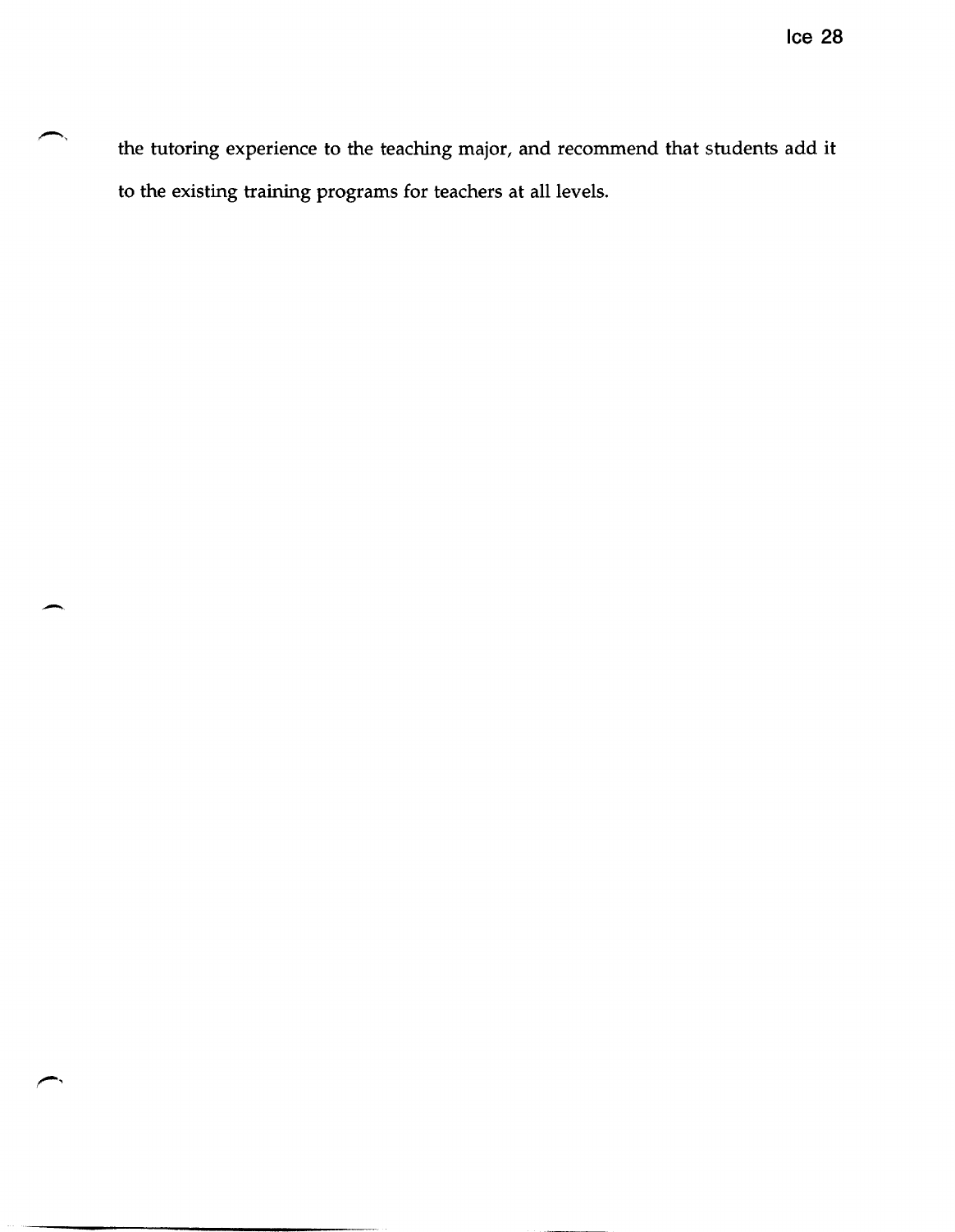the tutoring experience to the teaching major, and recommend that students add it to the existing training programs for teachers at all levels.